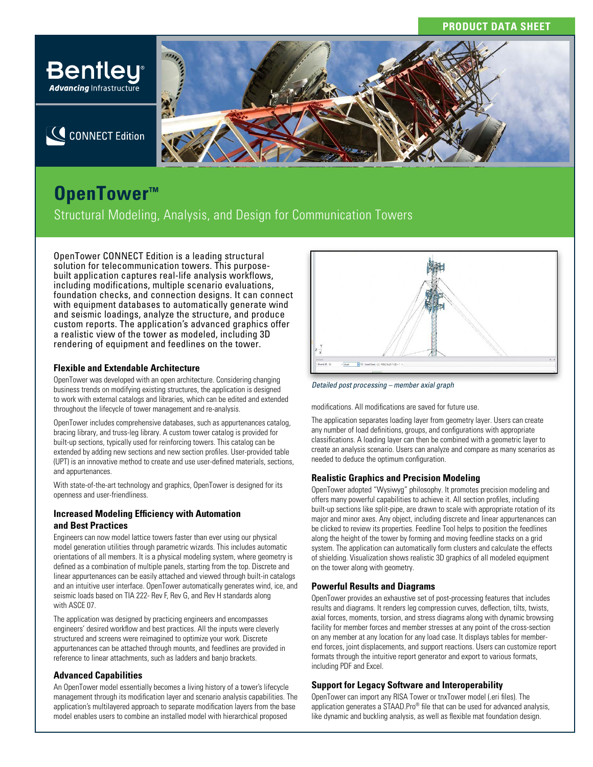PRODUCT DATA SHEET

# OpenTower™

## Structural Modeling, Analysis, and Design for Communication Towers

OpenTower CONNECT Edition is a leading structural solution for telecommunication towers. This purpose-built application captures real-life analysis workflows, including modifications, multiple scenario evaluations, foundation checks, and connection designs. It can connect with equipment databases to automatically generate wind and seismic loadings, analyze the structure, and produce custom reports. The application's advanced graphics offer a realistic view of the tower as modeled, including 3D rendering of equipment and feedlines on the tower.

### Flexible and Extendable Architecture

OpenTower was developed with an open architecture. Considering changing business trends on modifying existing structures, the application is designed to work with external catalogs and libraries, which can be edited and extended throughout the lifecycle of tower management and re-analysis.

OpenTower includes comprehensive databases, such as appurtenances catalog, bracing library, and truss-leg library. A custom tower catalog is provided for built-up sections, typically used for reinforcing towers. This catalog can be extended by adding new sections and new section profiles. User-provided table (UPT) is an innovative method to create and use user-defined materials, sections, and appurtenances.

With state-of-the-art technology and graphics, OpenTower is designed for its openness and user-friendliness.

### Increased Modeling Efficiency with Automation and Best Practices

Engineers can now model lattice towers faster than ever using our physical model generation utilities through parametric wizards. This includes automatic orientations of all members. It is a physical modeling system, where geometry is defined as a combination of multiple panels, starting from the top. Discrete and linear appurtenances can be easily attached and viewed through built-in catalogs and an intuitive user interface. OpenTower automatically generates wind, ice, and seismic loads based on TIA 222- Rev F, Rev G, and Rev H standards along with ASCE 07.

The application was designed by practicing engineers and encompasses engineers' desired workflow and best practices. All the inputs were cleverly structured and screens were reimagined to optimize your work. Discrete appurtenances can be attached through mounts, and feedlines are provided in reference to linear attachments, such as ladders and banjo brackets.

### Advanced Capabilities

An OpenTower model essentially becomes a living history of a tower's lifecycle management through its modification layer and scenario analysis capabilities. The application's multilayered approach to separate modification layers from the base model enables users to combine an installed model with hierarchical proposed modifications. All modifications are saved for future use.

*Detailed post processing – member axial graph*

The application separates loading layer from geometry layer. Users can create any number of load definitions, groups, and configurations with appropriate classifications. A loading layer can then be combined with a geometric layer to create an analysis scenario. Users can analyze and compare as many scenarios as needed to deduce the optimum configuration.

### Realistic Graphics and Precision Modeling

OpenTower adopted "Wysiwyg" philosophy. It promotes precision modeling and offers many powerful capabilities to achieve it. All section profiles, including built-up sections like split-pipe, are drawn to scale with appropriate rotation of its major and minor axes. Any object, including discrete and linear appurtenances can be clicked to review its properties. Feedline Tool helps to position the feedlines along the height of the tower by forming and moving feedline stacks on a grid system. The application can automatically form clusters and calculate the effects of shielding. Visualization shows realistic 3D graphics of all modeled equipment on the tower along with geometry.

### Powerful Results and Diagrams

OpenTower provides an exhaustive set of post-processing features that includes results and diagrams. It renders leg compression curves, deflection, tilts, twists, axial forces, moments, torsion, and stress diagrams along with dynamic browsing facility for member forces and member stresses at any point of the cross-section on any member at any location for any load case. It displays tables for member-end forces, joint displacements, and support reactions. Users can customize report formats through the intuitive report generator and export to various formats, including PDF and Excel.

### Support for Legacy Software and Interoperability

OpenTower can import any RISA Tower or tnxTower model (.eri files). The application generates a STAAD.Pro® file that can be used for advanced analysis, like dynamic and buckling analysis, as well as flexible mat foundation design.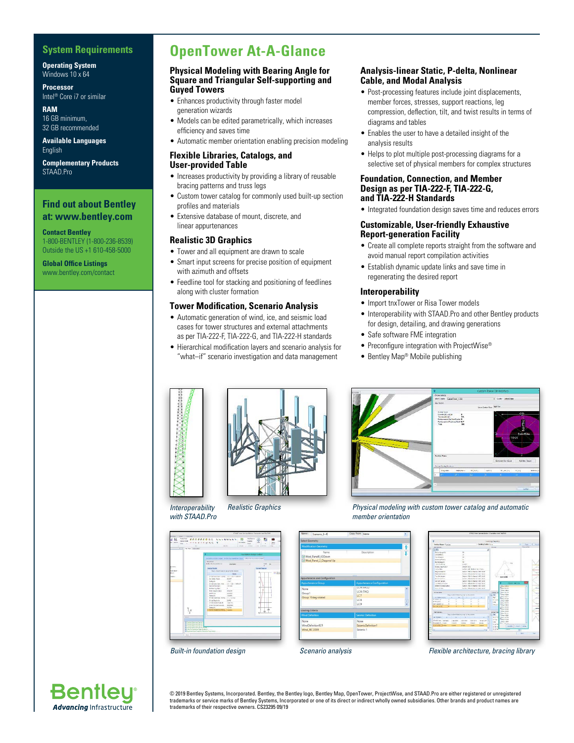## System Requirements

**Operating System**
Windows 10 x 64

**Processor**
Intel® Core i7 or similar

**RAM**
16 GB minimum,
32 GB recommended

**Available Languages**
English

**Complementary Products**
STAAD.Pro

## Find out about Bentley at: www.bentley.com

**Contact Bentley**
1-800-BENTLEY (1-800-236-8539)
Outside the US +1 610-458-5000

**Global Office Listings**
www.bentley.com/contact

# OpenTower At-A-Glance

### Physical Modeling with Bearing Angle for Square and Triangular Self-supporting and Guyed Towers

- Enhances productivity through faster model generation wizards
- Models can be edited parametrically, which increases efficiency and saves time
- Automatic member orientation enabling precision modeling

### Flexible Libraries, Catalogs, and User-provided Table

- Increases productivity by providing a library of reusable bracing patterns and truss legs
- Custom tower catalog for commonly used built-up section profiles and materials
- Extensive database of mount, discrete, and linear appurtenances

### Realistic 3D Graphics

- Tower and all equipment are drawn to scale
- Smart input screens for precise position of equipment with azimuth and offsets
- Feedline tool for stacking and positioning of feedlines along with cluster formation

### Tower Modification, Scenario Analysis

- Automatic generation of wind, ice, and seismic load cases for tower structures and external attachments as per TIA-222-F, TIA-222-G, and TIA-222-H standards
- Hierarchical modification layers and scenario analysis for "what–if" scenario investigation and data management

### Analysis-linear Static, P-delta, Nonlinear Cable, and Modal Analysis

- Post-processing features include joint displacements, member forces, stresses, support reactions, leg compression, deflection, tilt, and twist results in terms of diagrams and tables
- Enables the user to have a detailed insight of the analysis results
- Helps to plot multiple post-processing diagrams for a selective set of physical members for complex structures

### Foundation, Connection, and Member Design as per TIA-222-F, TIA-222-G, and TIA-222-H Standards

- Integrated foundation design saves time and reduces errors

### Customizable, User-friendly Exhaustive Report-generation Facility

- Create all complete reports straight from the software and avoid manual report compilation activities
- Establish dynamic update links and save time in regenerating the desired report

### Interoperability

- Import tnxTower or Risa Tower models
- Interoperability with STAAD.Pro and other Bentley products for design, detailing, and drawing generations
- Safe software FME integration
- Preconfigure integration with ProjectWise®
- Bentley Map® Mobile publishing

*Interoperability with STAAD.Pro*

*Realistic Graphics*

*Physical modeling with custom tower catalog and automatic member orientation*

*Built-in foundation design*

*Scenario analysis*

*Flexible architecture, bracing library*

Bentley®
*Advancing* Infrastructure

© 2019 Bentley Systems, Incorporated. Bentley, the Bentley logo, Bentley Map, OpenTower, ProjectWise, and STAAD.Pro are either registered or unregistered trademarks or service marks of Bentley Systems, Incorporated or one of its direct or indirect wholly owned subsidiaries. Other brands and product names are trademarks of their respective owners. CS23295 09/19